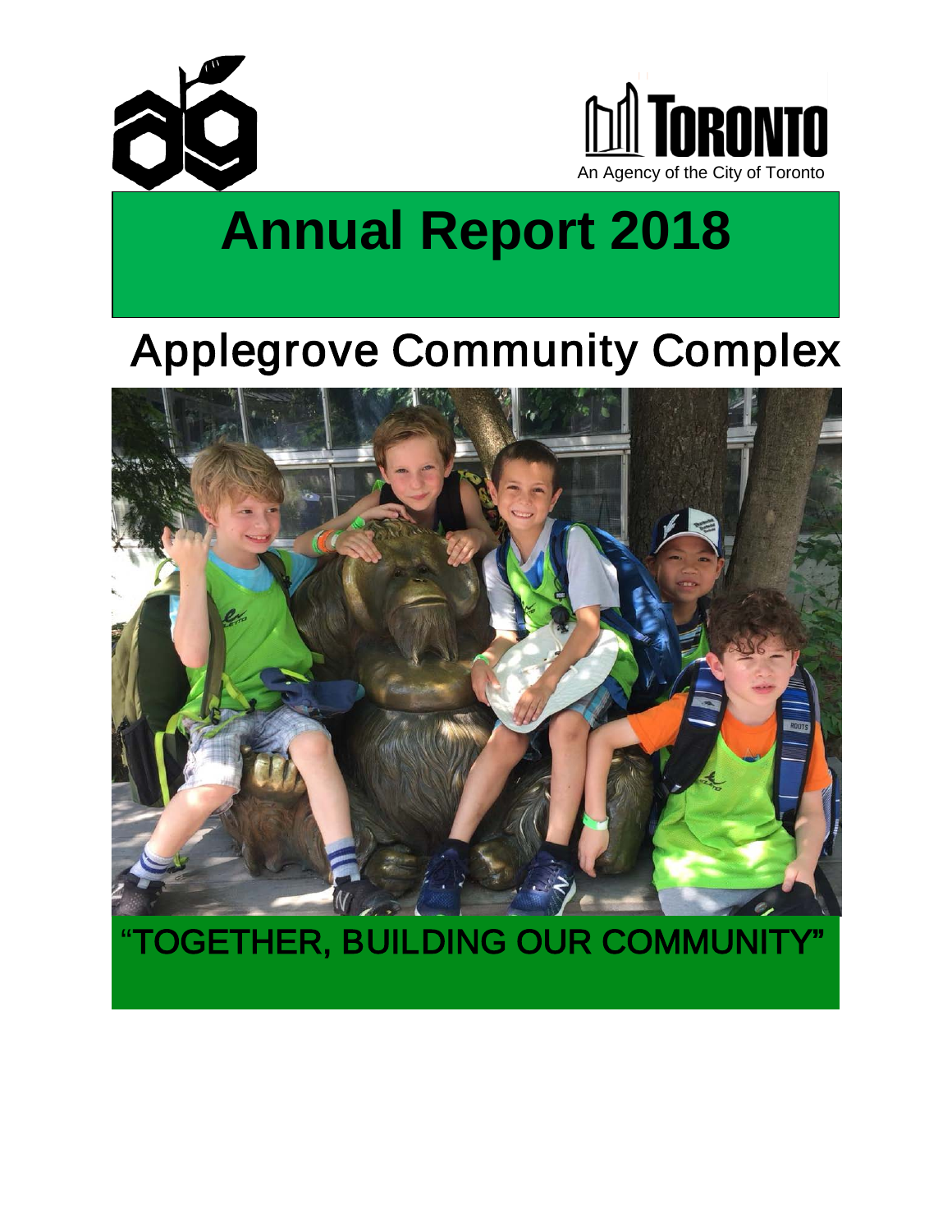TORONTO

An Agency of the City of Toronto

# Annual Report 2018

## Applegrove Community Complex

"TOGETHER, BUILDING OUR COMMUNITY"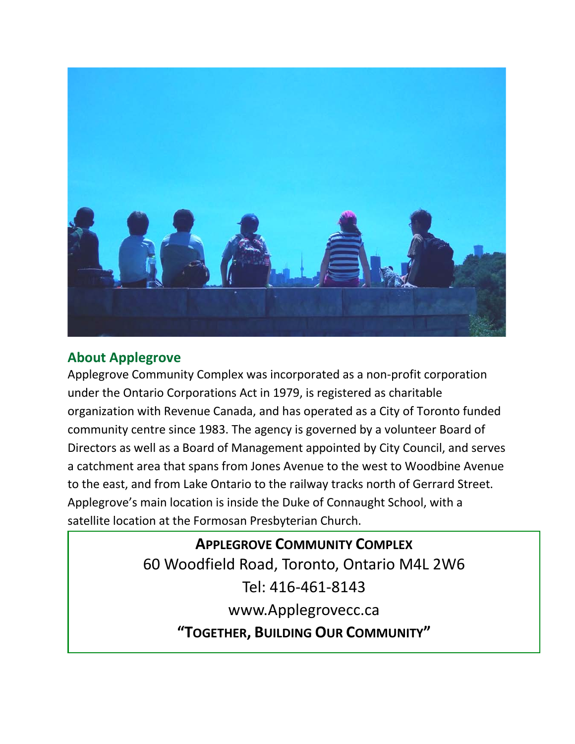## About Applegrove

Applegrove Community Complex was incorporated as a non-profit corporation under the Ontario Corporations Act in 1979, is registered as charitable organization with Revenue Canada, and has operated as a City of Toronto funded community centre since 1983. The agency is governed by a volunteer Board of Directors as well as a Board of Management appointed by City Council, and serves a catchment area that spans from Jones Avenue to the west to Woodbine Avenue to the east, and from Lake Ontario to the railway tracks north of Gerrard Street. Applegrove's main location is inside the Duke of Connaught School, with a satellite location at the Formosan Presbyterian Church.

**APPLEGROVE COMMUNITY COMPLEX**

60 Woodfield Road, Toronto, Ontario M4L 2W6

Tel: 416-461-8143

www.Applegrovecc.ca

**"TOGETHER, BUILDING OUR COMMUNITY"**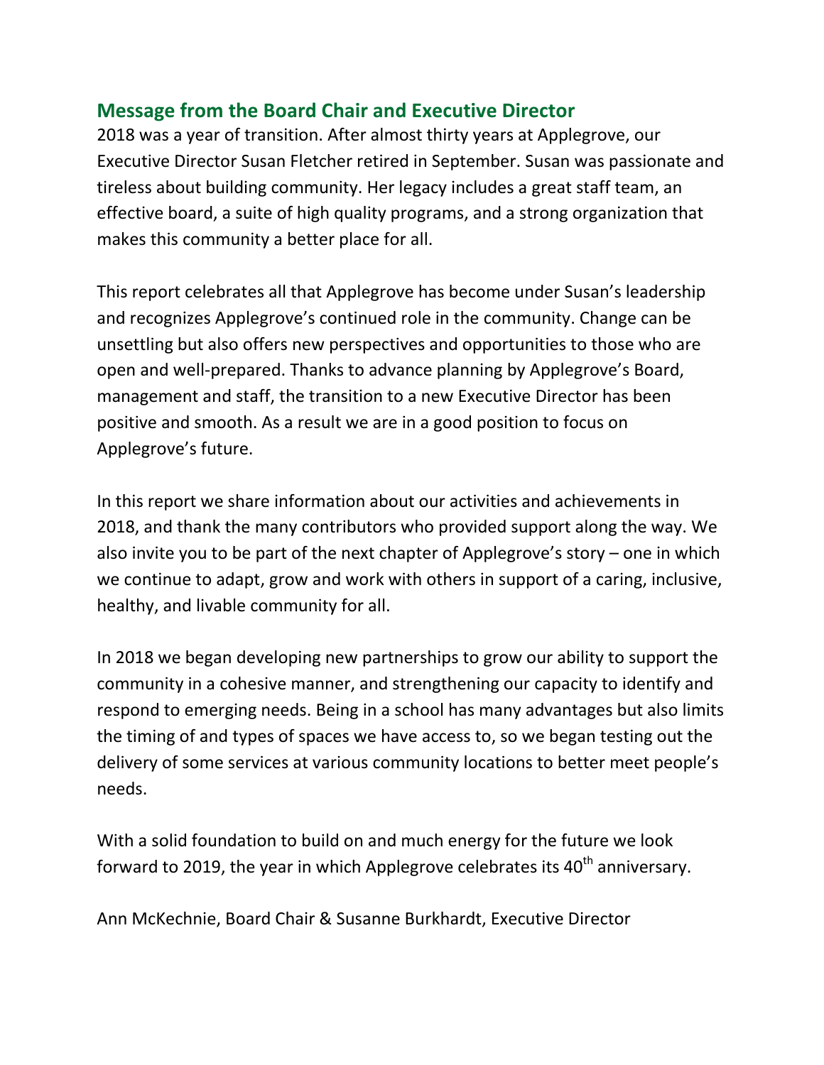## Message from the Board Chair and Executive Director

2018 was a year of transition. After almost thirty years at Applegrove, our Executive Director Susan Fletcher retired in September. Susan was passionate and tireless about building community. Her legacy includes a great staff team, an effective board, a suite of high quality programs, and a strong organization that makes this community a better place for all.

This report celebrates all that Applegrove has become under Susan's leadership and recognizes Applegrove's continued role in the community. Change can be unsettling but also offers new perspectives and opportunities to those who are open and well-prepared. Thanks to advance planning by Applegrove's Board, management and staff, the transition to a new Executive Director has been positive and smooth. As a result we are in a good position to focus on Applegrove's future.

In this report we share information about our activities and achievements in 2018, and thank the many contributors who provided support along the way. We also invite you to be part of the next chapter of Applegrove's story – one in which we continue to adapt, grow and work with others in support of a caring, inclusive, healthy, and livable community for all.

In 2018 we began developing new partnerships to grow our ability to support the community in a cohesive manner, and strengthening our capacity to identify and respond to emerging needs. Being in a school has many advantages but also limits the timing of and types of spaces we have access to, so we began testing out the delivery of some services at various community locations to better meet people's needs.

With a solid foundation to build on and much energy for the future we look forward to 2019, the year in which Applegrove celebrates its 40th anniversary.

Ann McKechnie, Board Chair & Susanne Burkhardt, Executive Director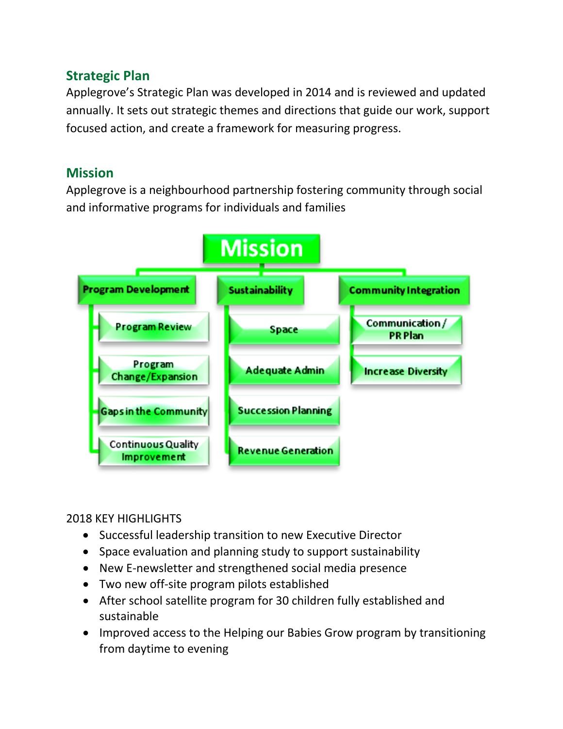## Strategic Plan

Applegrove's Strategic Plan was developed in 2014 and is reviewed and updated annually. It sets out strategic themes and directions that guide our work, support focused action, and create a framework for measuring progress.

## Mission

Applegrove is a neighbourhood partnership fostering community through social and informative programs for individuals and families

**Mission**

- **Program Development**
  - Program Review
  - Program Change/Expansion
  - Gaps in the Community
  - Continuous Quality Improvement
- **Sustainability**
  - Space
  - Adequate Admin
  - Succession Planning
  - Revenue Generation
- **Community Integration**
  - Communication / PR Plan
  - Increase Diversity

2018 KEY HIGHLIGHTS

- Successful leadership transition to new Executive Director
- Space evaluation and planning study to support sustainability
- New E-newsletter and strengthened social media presence
- Two new off-site program pilots established
- After school satellite program for 30 children fully established and sustainable
- Improved access to the Helping our Babies Grow program by transitioning from daytime to evening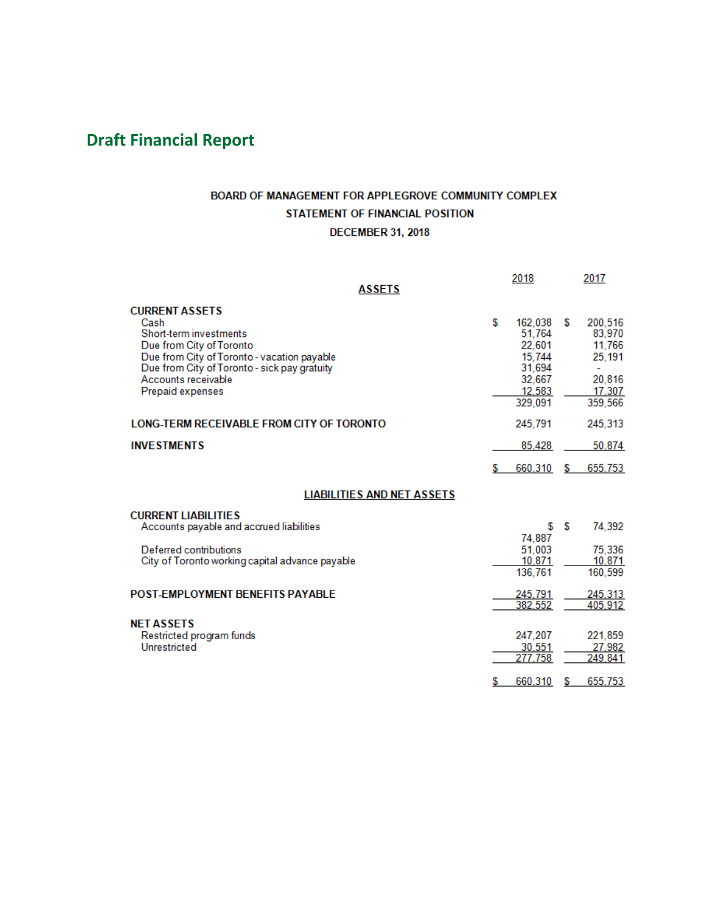## Draft Financial Report

**BOARD OF MANAGEMENT FOR APPLEGROVE COMMUNITY COMPLEX**
**STATEMENT OF FINANCIAL POSITION**
**DECEMBER 31, 2018**

| | 2018 | 2017 |
|---|---|---|
| **ASSETS** | | |
| **CURRENT ASSETS** | | |
| Cash | $ 162,038 | $ 200,516 |
| Short-term investments | 51,764 | 83,970 |
| Due from City of Toronto | 22,601 | 11,766 |
| Due from City of Toronto - vacation payable | 15,744 | 25,191 |
| Due from City of Toronto - sick pay gratuity | 31,694 | - |
| Accounts receivable | 32,667 | 20,816 |
| Prepaid expenses | 12,583 | 17,307 |
| | 329,091 | 359,566 |
| **LONG-TERM RECEIVABLE FROM CITY OF TORONTO** | 245,791 | 245,313 |
| **INVESTMENTS** | 85,428 | 50,874 |
| | $ 660,310 | $ 655,753 |
| **LIABILITIES AND NET ASSETS** | | |
| **CURRENT LIABILITIES** | | |
| Accounts payable and accrued liabilities | $ 74,887 | $ 74,392 |
| Deferred contributions | 51,003 | 75,336 |
| City of Toronto working capital advance payable | 10,871 | 10,871 |
| | 136,761 | 160,599 |
| **POST-EMPLOYMENT BENEFITS PAYABLE** | 245,791 | 245,313 |
| | 382,552 | 405,912 |
| **NET ASSETS** | | |
| Restricted program funds | 247,207 | 221,859 |
| Unrestricted | 30,551 | 27,982 |
| | 277,758 | 249,841 |
| | $ 660,310 | $ 655,753 |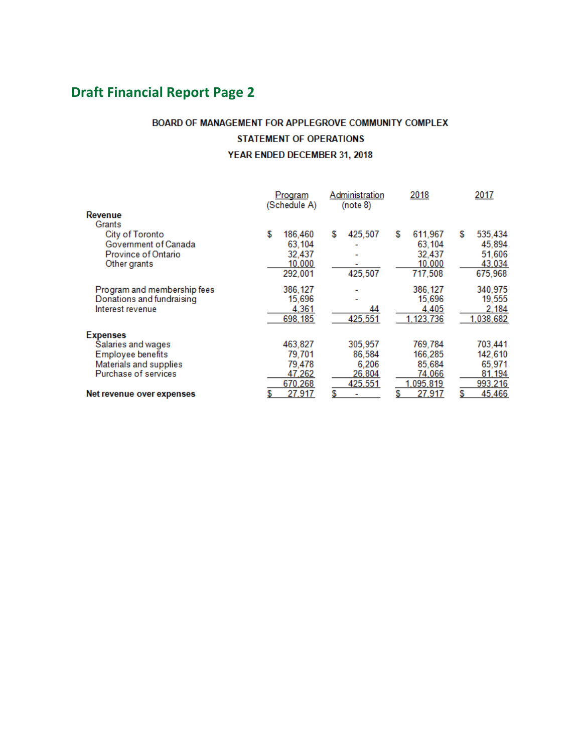## Draft Financial Report Page 2

**BOARD OF MANAGEMENT FOR APPLEGROVE COMMUNITY COMPLEX**

**STATEMENT OF OPERATIONS**

**YEAR ENDED DECEMBER 31, 2018**

| | Program (Schedule A) | Administration (note 8) | 2018 | 2017 |
|---|---|---|---|---|
| **Revenue** | | | | |
| Grants | | | | |
| City of Toronto | $ 186,460 | $ 425,507 | $ 611,967 | $ 535,434 |
| Government of Canada | 63,104 | - | 63,104 | 45,894 |
| Province of Ontario | 32,437 | - | 32,437 | 51,606 |
| Other grants | 10,000 | - | 10,000 | 43,034 |
| | 292,001 | 425,507 | 717,508 | 675,968 |
| Program and membership fees | 386,127 | - | 386,127 | 340,975 |
| Donations and fundraising | 15,696 | - | 15,696 | 19,555 |
| Interest revenue | 4,361 | 44 | 4,405 | 2,184 |
| | 698,185 | 425,551 | 1,123,736 | 1,038,682 |
| **Expenses** | | | | |
| Salaries and wages | 463,827 | 305,957 | 769,784 | 703,441 |
| Employee benefits | 79,701 | 86,584 | 166,285 | 142,610 |
| Materials and supplies | 79,478 | 6,206 | 85,684 | 65,971 |
| Purchase of services | 47,262 | 26,804 | 74,066 | 81,194 |
| | 670,268 | 425,551 | 1,095,819 | 993,216 |
| **Net revenue over expenses** | $ 27,917 | $ - | $ 27,917 | $ 45,466 |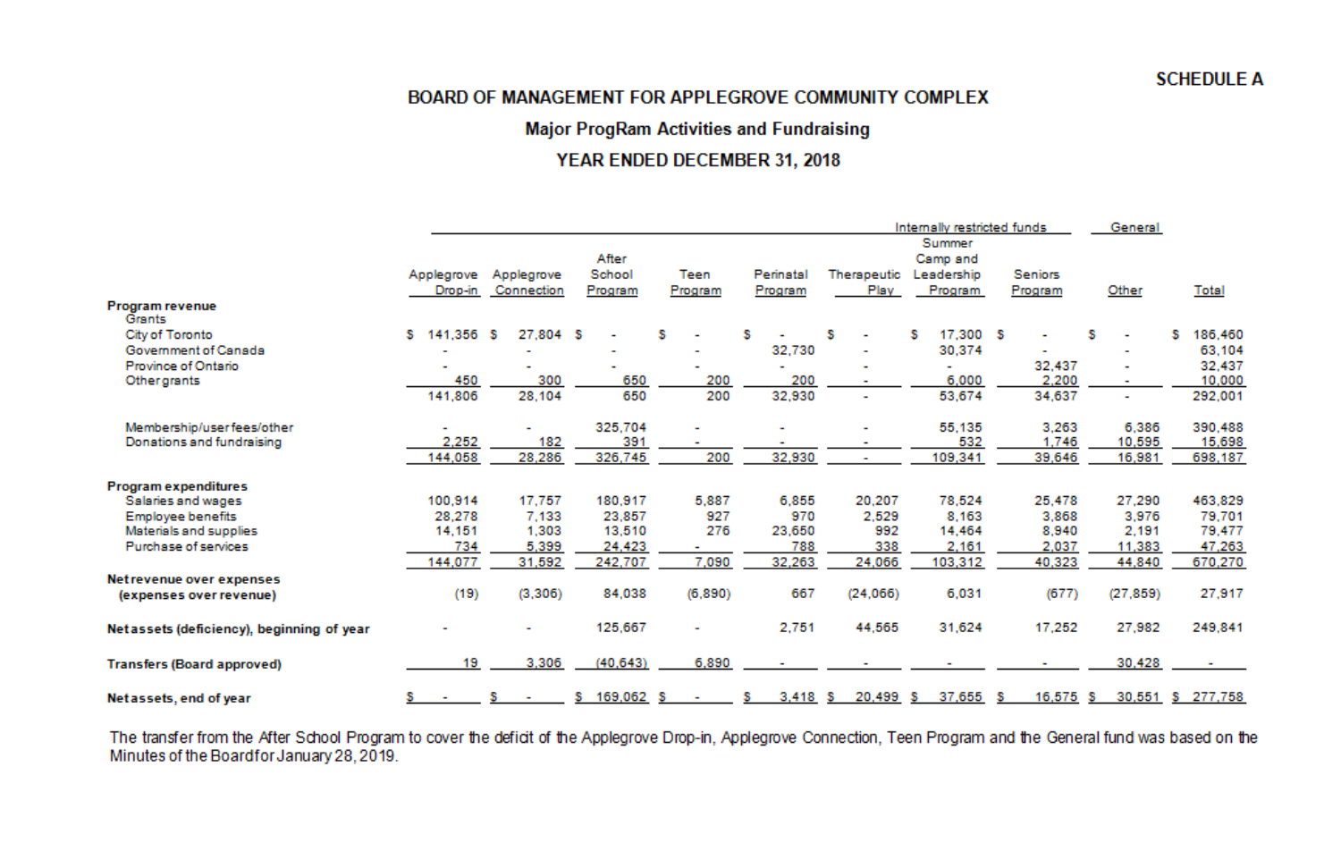**SCHEDULE A**

# BOARD OF MANAGEMENT FOR APPLEGROVE COMMUNITY COMPLEX

## Major ProgRam Activities and Fundraising

## YEAR ENDED DECEMBER 31, 2018

| | Internally restricted funds | | | | | | | | General | |
|---|---|---|---|---|---|---|---|---|---|---|
| | Applegrove Drop-in | Applegrove Connection | After School Program | Teen Program | Perinatal Program | Therapeutic Play | Summer Camp and Leadership Program | Seniors Program | Other | Total |
| **Program revenue** | | | | | | | | | | |
| Grants | | | | | | | | | | |
| City of Toronto | $ 141,356 | $ 27,804 | $ - | $ - | $ - | $ - | $ 17,300 | $ - | $ - | $ 186,460 |
| Government of Canada | - | - | - | - | 32,730 | - | 30,374 | - | - | 63,104 |
| Province of Ontario | - | - | - | - | - | - | - | 32,437 | - | 32,437 |
| Other grants | 450 | 300 | 650 | 200 | 200 | - | 6,000 | 2,200 | - | 10,000 |
| | 141,806 | 28,104 | 650 | 200 | 32,930 | - | 53,674 | 34,637 | - | 292,001 |
| Membership/user fees/other | - | - | 325,704 | - | - | - | 55,135 | 3,263 | 6,386 | 390,488 |
| Donations and fundraising | 2,252 | 182 | 391 | - | - | - | 532 | 1,746 | 10,595 | 15,698 |
| | 144,058 | 28,286 | 326,745 | 200 | 32,930 | - | 109,341 | 39,646 | 16,981 | 698,187 |
| **Program expenditures** | | | | | | | | | | |
| Salaries and wages | 100,914 | 17,757 | 180,917 | 5,887 | 6,855 | 20,207 | 78,524 | 25,478 | 27,290 | 463,829 |
| Employee benefits | 28,278 | 7,133 | 23,857 | 927 | 970 | 2,529 | 8,163 | 3,868 | 3,976 | 79,701 |
| Materials and supplies | 14,151 | 1,303 | 13,510 | 276 | 23,650 | 992 | 14,464 | 8,940 | 2,191 | 79,477 |
| Purchase of services | 734 | 5,399 | 24,423 | - | 788 | 338 | 2,161 | 2,037 | 11,383 | 47,263 |
| | 144,077 | 31,592 | 242,707 | 7,090 | 32,263 | 24,066 | 103,312 | 40,323 | 44,840 | 670,270 |
| **Net revenue over expenses (expenses over revenue)** | (19) | (3,306) | 84,038 | (6,890) | 667 | (24,066) | 6,031 | (677) | (27,859) | 27,917 |
| **Net assets (deficiency), beginning of year** | - | - | 125,667 | - | 2,751 | 44,565 | 31,624 | 17,252 | 27,982 | 249,841 |
| **Transfers (Board approved)** | 19 | 3,306 | (40,643) | 6,890 | - | - | - | - | 30,428 | - |
| **Net assets, end of year** | $ - | $ - | $ 169,062 | $ - | $ 3,418 | $ 20,499 | $ 37,655 | $ 16,575 | $ 30,551 | $ 277,758 |

The transfer from the After School Program to cover the deficit of the Applegrove Drop-in, Applegrove Connection, Teen Program and the General fund was based on the Minutes of the Board for January 28, 2019.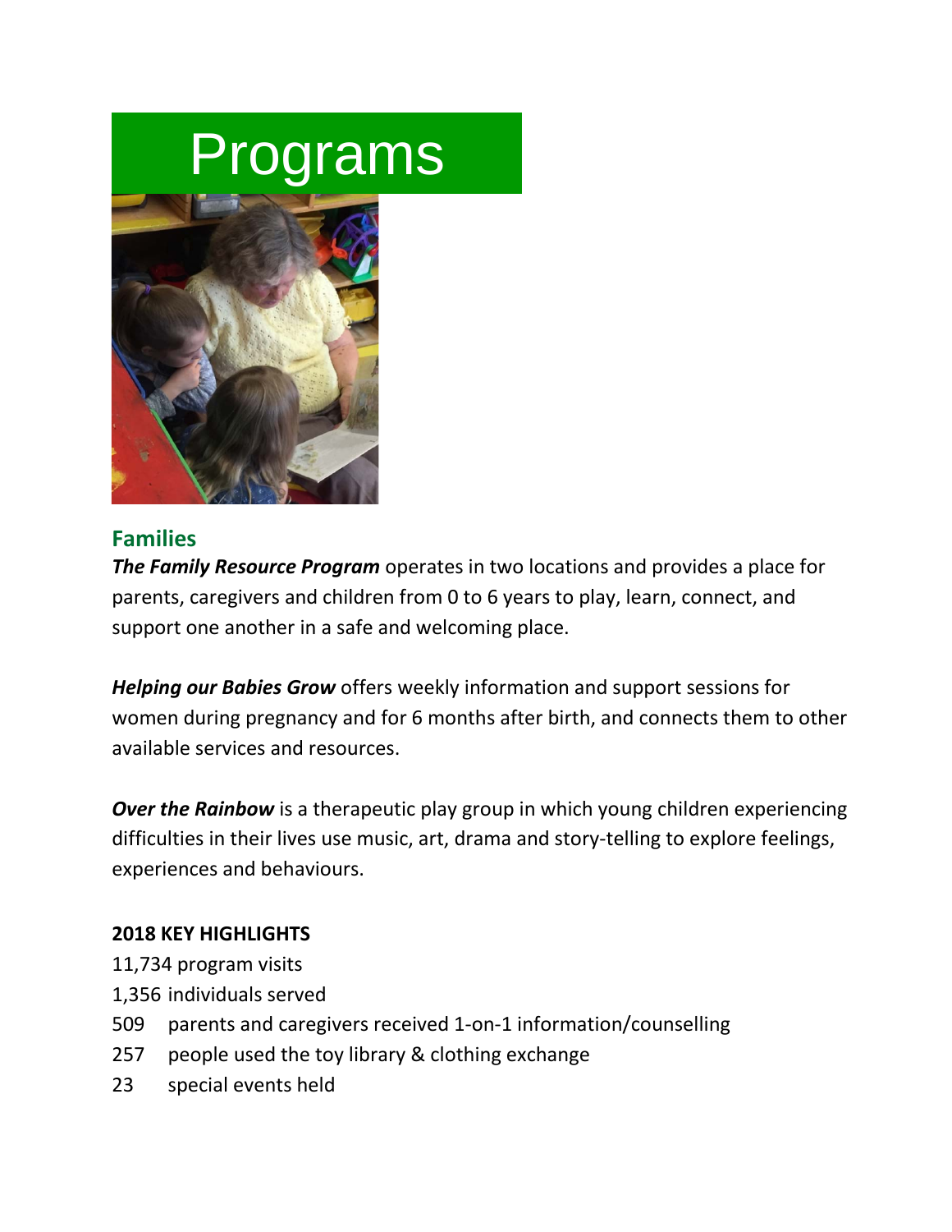# Programs

## Families

***The Family Resource Program*** operates in two locations and provides a place for parents, caregivers and children from 0 to 6 years to play, learn, connect, and support one another in a safe and welcoming place.

***Helping our Babies Grow*** offers weekly information and support sessions for women during pregnancy and for 6 months after birth, and connects them to other available services and resources.

***Over the Rainbow*** is a therapeutic play group in which young children experiencing difficulties in their lives use music, art, drama and story-telling to explore feelings, experiences and behaviours.

**2018 KEY HIGHLIGHTS**

11,734 program visits
1,356 individuals served
509 parents and caregivers received 1-on-1 information/counselling
257 people used the toy library & clothing exchange
23 special events held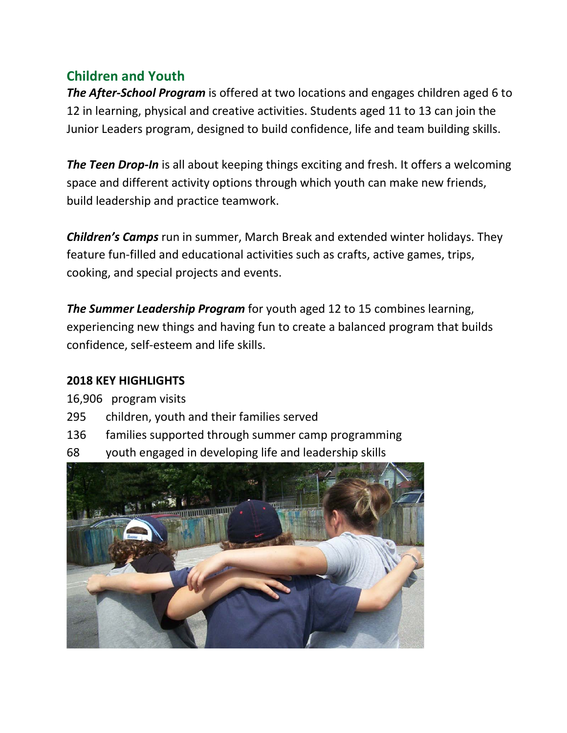## Children and Youth

***The After-School Program*** is offered at two locations and engages children aged 6 to 12 in learning, physical and creative activities. Students aged 11 to 13 can join the Junior Leaders program, designed to build confidence, life and team building skills.

***The Teen Drop-In*** is all about keeping things exciting and fresh. It offers a welcoming space and different activity options through which youth can make new friends, build leadership and practice teamwork.

***Children's Camps*** run in summer, March Break and extended winter holidays. They feature fun-filled and educational activities such as crafts, active games, trips, cooking, and special projects and events.

***The Summer Leadership Program*** for youth aged 12 to 15 combines learning, experiencing new things and having fun to create a balanced program that builds confidence, self-esteem and life skills.

**2018 KEY HIGHLIGHTS**

16,906 program visits
295 children, youth and their families served
136 families supported through summer camp programming
68 youth engaged in developing life and leadership skills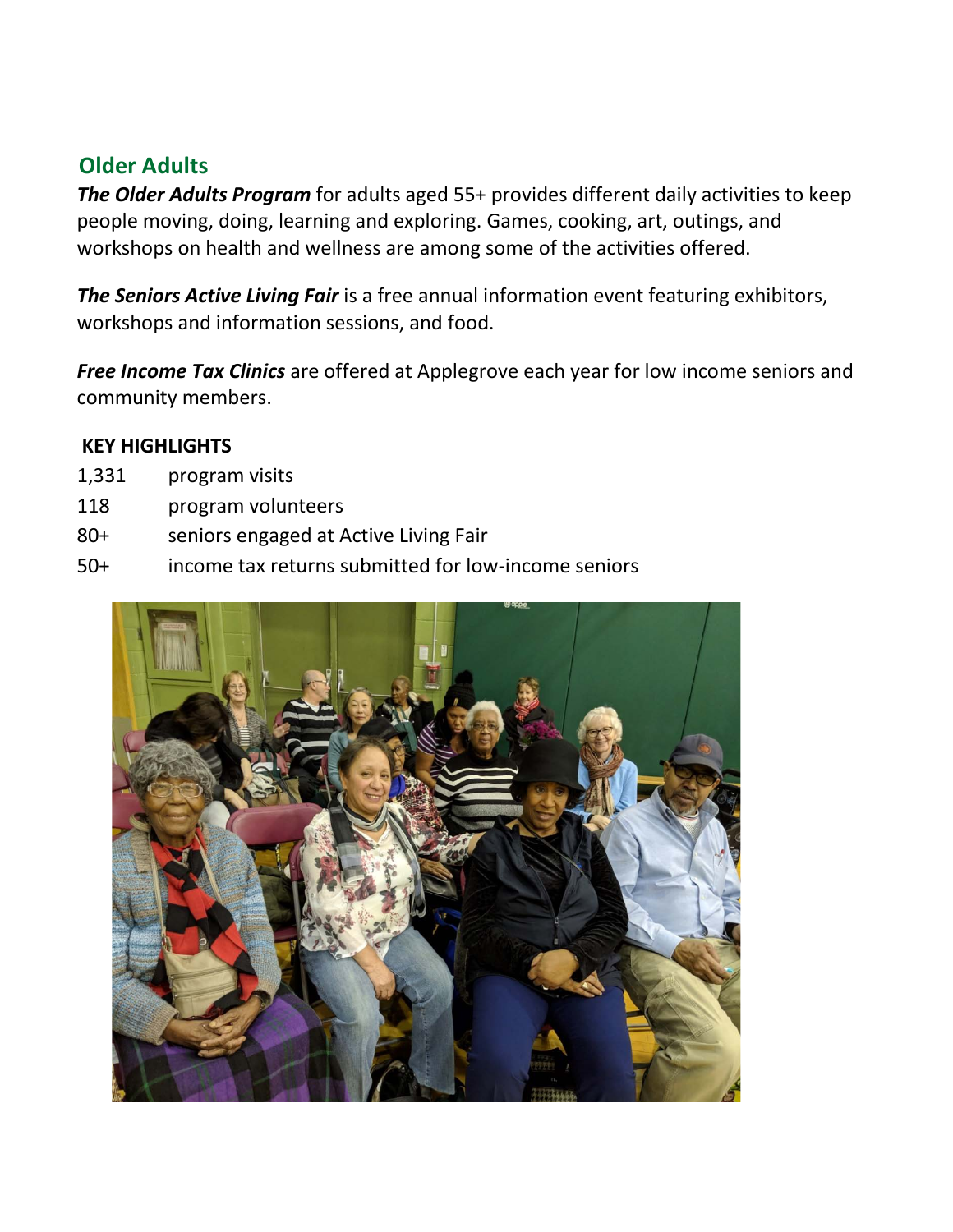## Older Adults

***The Older Adults Program*** for adults aged 55+ provides different daily activities to keep people moving, doing, learning and exploring. Games, cooking, art, outings, and workshops on health and wellness are among some of the activities offered.

***The Seniors Active Living Fair*** is a free annual information event featuring exhibitors, workshops and information sessions, and food.

***Free Income Tax Clinics*** are offered at Applegrove each year for low income seniors and community members.

**KEY HIGHLIGHTS**

| | |
|---|---|
| 1,331 | program visits |
| 118 | program volunteers |
| 80+ | seniors engaged at Active Living Fair |
| 50+ | income tax returns submitted for low-income seniors |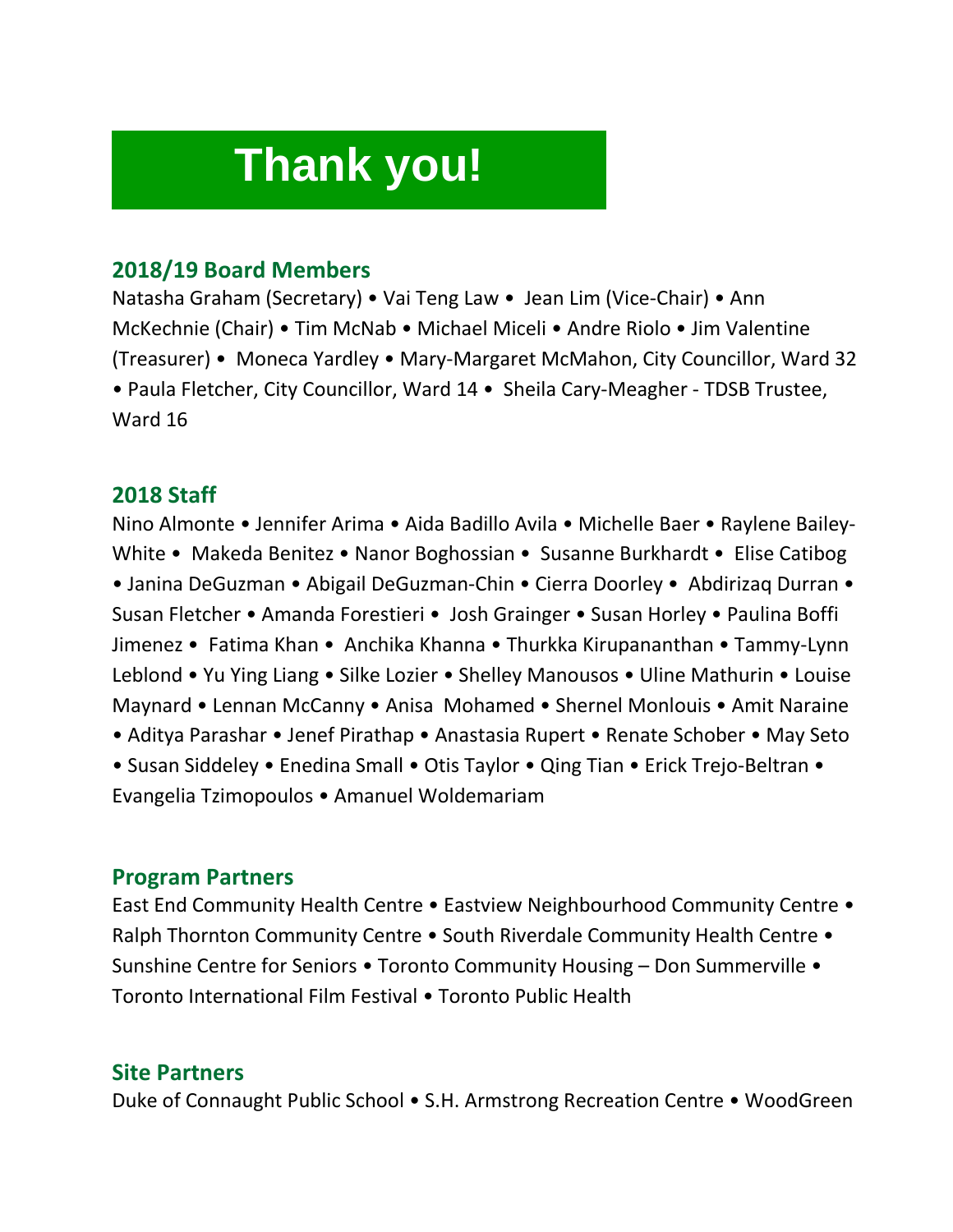# Thank you!

## 2018/19 Board Members

Natasha Graham (Secretary) • Vai Teng Law • Jean Lim (Vice-Chair) • Ann McKechnie (Chair) • Tim McNab • Michael Miceli • Andre Riolo • Jim Valentine (Treasurer) • Moneca Yardley • Mary-Margaret McMahon, City Councillor, Ward 32 • Paula Fletcher, City Councillor, Ward 14 • Sheila Cary-Meagher - TDSB Trustee, Ward 16

## 2018 Staff

Nino Almonte • Jennifer Arima • Aida Badillo Avila • Michelle Baer • Raylene Bailey-White • Makeda Benitez • Nanor Boghossian • Susanne Burkhardt • Elise Catibog • Janina DeGuzman • Abigail DeGuzman-Chin • Cierra Doorley • Abdirizaq Durran • Susan Fletcher • Amanda Forestieri • Josh Grainger • Susan Horley • Paulina Boffi Jimenez • Fatima Khan • Anchika Khanna • Thurkka Kirupananthan • Tammy-Lynn Leblond • Yu Ying Liang • Silke Lozier • Shelley Manousos • Uline Mathurin • Louise Maynard • Lennan McCanny • Anisa Mohamed • Shernel Monlouis • Amit Naraine • Aditya Parashar • Jenef Pirathap • Anastasia Rupert • Renate Schober • May Seto • Susan Siddeley • Enedina Small • Otis Taylor • Qing Tian • Erick Trejo-Beltran • Evangelia Tzimopoulos • Amanuel Woldemariam

## Program Partners

East End Community Health Centre • Eastview Neighbourhood Community Centre • Ralph Thornton Community Centre • South Riverdale Community Health Centre • Sunshine Centre for Seniors • Toronto Community Housing – Don Summerville • Toronto International Film Festival • Toronto Public Health

## Site Partners

Duke of Connaught Public School • S.H. Armstrong Recreation Centre • WoodGreen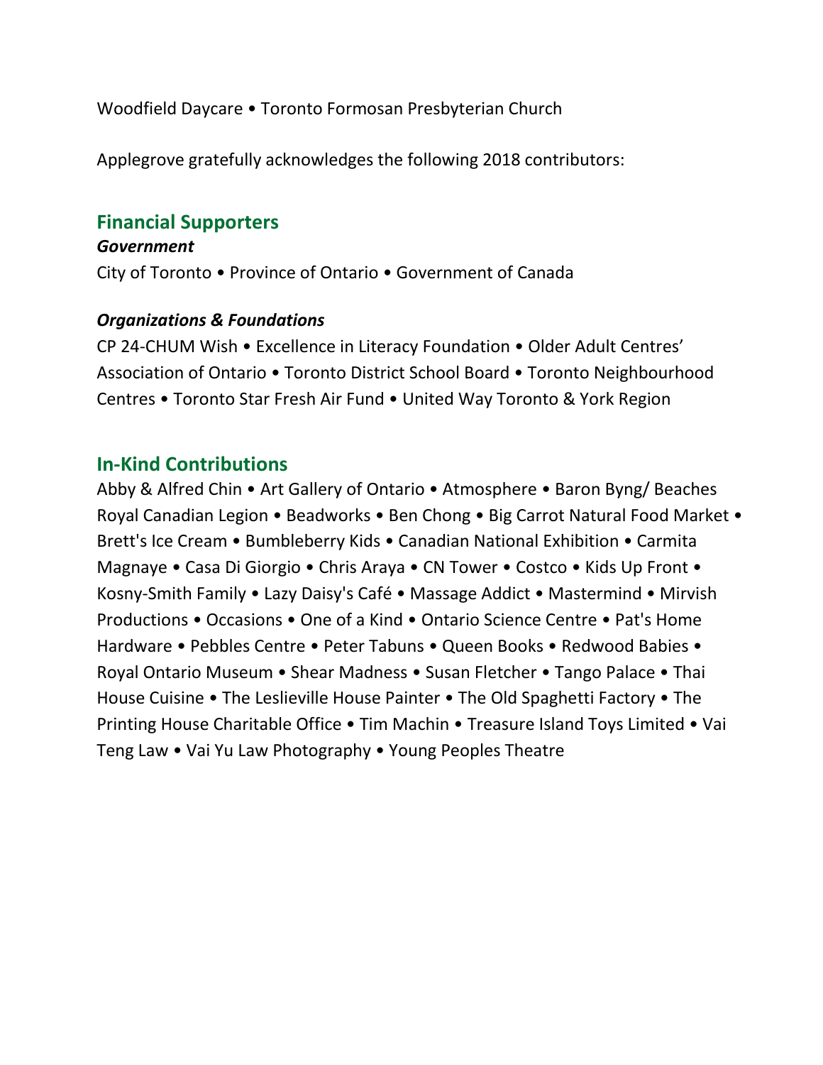Woodfield Daycare • Toronto Formosan Presbyterian Church

Applegrove gratefully acknowledges the following 2018 contributors:

## Financial Supporters

***Government***

City of Toronto • Province of Ontario • Government of Canada

***Organizations & Foundations***

CP 24-CHUM Wish • Excellence in Literacy Foundation • Older Adult Centres' Association of Ontario • Toronto District School Board • Toronto Neighbourhood Centres • Toronto Star Fresh Air Fund • United Way Toronto & York Region

## In-Kind Contributions

Abby & Alfred Chin • Art Gallery of Ontario • Atmosphere • Baron Byng/ Beaches Royal Canadian Legion • Beadworks • Ben Chong • Big Carrot Natural Food Market • Brett's Ice Cream • Bumbleberry Kids • Canadian National Exhibition • Carmita Magnaye • Casa Di Giorgio • Chris Araya • CN Tower • Costco • Kids Up Front • Kosny-Smith Family • Lazy Daisy's Café • Massage Addict • Mastermind • Mirvish Productions • Occasions • One of a Kind • Ontario Science Centre • Pat's Home Hardware • Pebbles Centre • Peter Tabuns • Queen Books • Redwood Babies • Royal Ontario Museum • Shear Madness • Susan Fletcher • Tango Palace • Thai House Cuisine • The Leslieville House Painter • The Old Spaghetti Factory • The Printing House Charitable Office • Tim Machin • Treasure Island Toys Limited • Vai Teng Law • Vai Yu Law Photography • Young Peoples Theatre